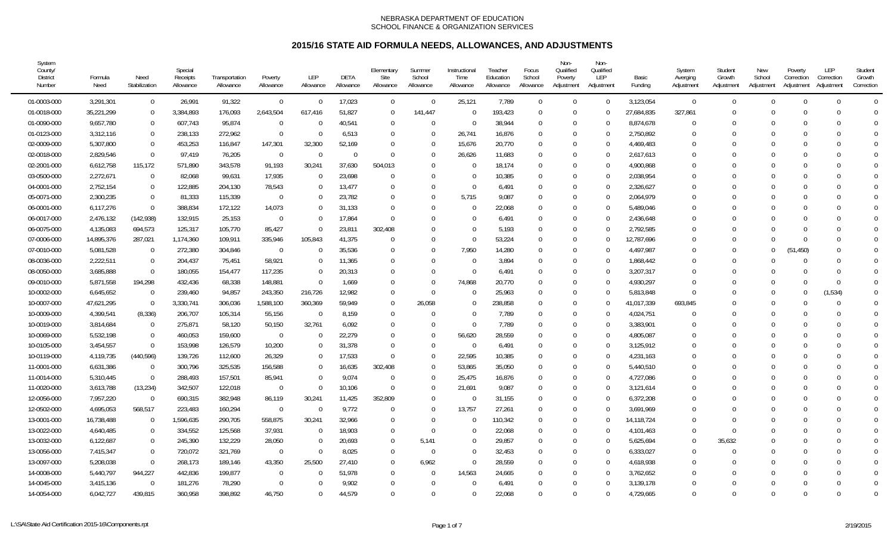NEBRASKA DEPARTMENT OF EDUCATION
SCHOOL FINANCE & ORGANIZATION SERVICES

# 2015/16 STATE AID FORMULA NEEDS, ALLOWANCES, AND ADJUSTMENTS

| System County/ District Number | Formula Need | Need Stabilization | Special Receipts Allowance | Transportation Allowance | Poverty Allowance | LEP Allowance | DETA Allowance | Elementary Site Allowance | Summer School Allowance | Instructional Time Allowance | Teacher Education Allowance | Focus School Allowance | Non-Qualified Poverty Adjustment | Non-Qualified LEP Adjustment | Basic Funding | System Averging Adjustment | Student Growth Adjustment | New School Adjustment | Poverty Correction Adjustment | LEP Correction Adjustment | Student Growth Correction |
|---|---|---|---|---|---|---|---|---|---|---|---|---|---|---|---|---|---|---|---|---|---|
| 01-0003-000 | 3,291,301 | 0 | 26,991 | 91,322 | 0 | 0 | 17,023 | 0 | 0 | 25,121 | 7,789 | 0 | 0 | 0 | 3,123,054 | 0 | 0 | 0 | 0 | 0 | 0 |
| 01-0018-000 | 35,221,299 | 0 | 3,384,893 | 176,093 | 2,643,504 | 617,416 | 51,827 | 0 | 141,447 | 0 | 193,423 | 0 | 0 | 0 | 27,684,835 | 327,861 | 0 | 0 | 0 | 0 | 0 |
| 01-0090-000 | 9,657,780 | 0 | 607,743 | 95,874 | 0 | 0 | 40,541 | 0 | 0 | 0 | 38,944 | 0 | 0 | 0 | 8,874,678 | 0 | 0 | 0 | 0 | 0 | 0 |
| 01-0123-000 | 3,312,116 | 0 | 238,133 | 272,962 | 0 | 0 | 6,513 | 0 | 0 | 26,741 | 16,876 | 0 | 0 | 0 | 2,750,892 | 0 | 0 | 0 | 0 | 0 | 0 |
| 02-0009-000 | 5,307,800 | 0 | 453,253 | 116,847 | 147,301 | 32,300 | 52,169 | 0 | 0 | 15,676 | 20,770 | 0 | 0 | 0 | 4,469,483 | 0 | 0 | 0 | 0 | 0 | 0 |
| 02-0018-000 | 2,829,546 | 0 | 97,419 | 76,205 | 0 | 0 | 0 | 0 | 0 | 26,626 | 11,683 | 0 | 0 | 0 | 2,617,613 | 0 | 0 | 0 | 0 | 0 | 0 |
| 02-2001-000 | 6,612,758 | 115,172 | 571,890 | 343,578 | 91,193 | 30,241 | 37,630 | 504,013 | 0 | 0 | 18,174 | 0 | 0 | 0 | 4,900,868 | 0 | 0 | 0 | 0 | 0 | 0 |
| 03-0500-000 | 2,272,671 | 0 | 82,068 | 99,631 | 17,935 | 0 | 23,698 | 0 | 0 | 0 | 10,385 | 0 | 0 | 0 | 2,038,954 | 0 | 0 | 0 | 0 | 0 | 0 |
| 04-0001-000 | 2,752,154 | 0 | 122,885 | 204,130 | 78,543 | 0 | 13,477 | 0 | 0 | 0 | 6,491 | 0 | 0 | 0 | 2,326,627 | 0 | 0 | 0 | 0 | 0 | 0 |
| 05-0071-000 | 2,300,235 | 0 | 81,333 | 115,339 | 0 | 0 | 23,782 | 0 | 0 | 5,715 | 9,087 | 0 | 0 | 0 | 2,064,979 | 0 | 0 | 0 | 0 | 0 | 0 |
| 06-0001-000 | 6,117,276 | 0 | 388,834 | 172,122 | 14,073 | 0 | 31,133 | 0 | 0 | 0 | 22,068 | 0 | 0 | 0 | 5,489,046 | 0 | 0 | 0 | 0 | 0 | 0 |
| 06-0017-000 | 2,476,132 | (142,938) | 132,915 | 25,153 | 0 | 0 | 17,864 | 0 | 0 | 0 | 6,491 | 0 | 0 | 0 | 2,436,648 | 0 | 0 | 0 | 0 | 0 | 0 |
| 06-0075-000 | 4,135,083 | 694,573 | 125,317 | 105,770 | 85,427 | 0 | 23,811 | 302,408 | 0 | 0 | 5,193 | 0 | 0 | 0 | 2,792,585 | 0 | 0 | 0 | 0 | 0 | 0 |
| 07-0006-000 | 14,895,376 | 287,021 | 1,174,360 | 109,911 | 335,946 | 105,843 | 41,375 | 0 | 0 | 0 | 53,224 | 0 | 0 | 0 | 12,787,696 | 0 | 0 | 0 | 0 | 0 | 0 |
| 07-0010-000 | 5,081,528 | 0 | 272,380 | 304,846 | 0 | 0 | 35,536 | 0 | 0 | 7,950 | 14,280 | 0 | 0 | 0 | 4,497,987 | 0 | 0 | 0 | (51,450) | 0 | 0 |
| 08-0036-000 | 2,222,511 | 0 | 204,437 | 75,451 | 58,921 | 0 | 11,365 | 0 | 0 | 0 | 3,894 | 0 | 0 | 0 | 1,868,442 | 0 | 0 | 0 | 0 | 0 | 0 |
| 08-0050-000 | 3,685,888 | 0 | 180,055 | 154,477 | 117,235 | 0 | 20,313 | 0 | 0 | 0 | 6,491 | 0 | 0 | 0 | 3,207,317 | 0 | 0 | 0 | 0 | 0 | 0 |
| 09-0010-000 | 5,871,558 | 194,298 | 432,436 | 68,338 | 148,881 | 0 | 1,669 | 0 | 0 | 74,868 | 20,770 | 0 | 0 | 0 | 4,930,297 | 0 | 0 | 0 | 0 | 0 | 0 |
| 10-0002-000 | 6,645,652 | 0 | 239,460 | 94,857 | 243,350 | 216,726 | 12,982 | 0 | 0 | 0 | 25,963 | 0 | 0 | 0 | 5,813,848 | 0 | 0 | 0 | 0 | (1,534) | 0 |
| 10-0007-000 | 47,621,295 | 0 | 3,330,741 | 306,036 | 1,588,100 | 360,369 | 59,949 | 0 | 26,058 | 0 | 238,858 | 0 | 0 | 0 | 41,017,339 | 693,845 | 0 | 0 | 0 | 0 | 0 |
| 10-0009-000 | 4,399,541 | (8,336) | 206,707 | 105,314 | 55,156 | 0 | 8,159 | 0 | 0 | 0 | 7,789 | 0 | 0 | 0 | 4,024,751 | 0 | 0 | 0 | 0 | 0 | 0 |
| 10-0019-000 | 3,814,684 | 0 | 275,871 | 58,120 | 50,150 | 32,761 | 6,092 | 0 | 0 | 0 | 7,789 | 0 | 0 | 0 | 3,383,901 | 0 | 0 | 0 | 0 | 0 | 0 |
| 10-0069-000 | 5,532,198 | 0 | 460,053 | 159,600 | 0 | 0 | 22,279 | 0 | 0 | 56,620 | 28,559 | 0 | 0 | 0 | 4,805,087 | 0 | 0 | 0 | 0 | 0 | 0 |
| 10-0105-000 | 3,454,557 | 0 | 153,998 | 126,579 | 10,200 | 0 | 31,378 | 0 | 0 | 0 | 6,491 | 0 | 0 | 0 | 3,125,912 | 0 | 0 | 0 | 0 | 0 | 0 |
| 10-0119-000 | 4,119,735 | (440,596) | 139,726 | 112,600 | 26,329 | 0 | 17,533 | 0 | 0 | 22,595 | 10,385 | 0 | 0 | 0 | 4,231,163 | 0 | 0 | 0 | 0 | 0 | 0 |
| 11-0001-000 | 6,631,386 | 0 | 300,796 | 325,535 | 156,588 | 0 | 16,635 | 302,408 | 0 | 53,865 | 35,050 | 0 | 0 | 0 | 5,440,510 | 0 | 0 | 0 | 0 | 0 | 0 |
| 11-0014-000 | 5,310,445 | 0 | 288,493 | 157,501 | 85,941 | 0 | 9,074 | 0 | 0 | 25,475 | 16,876 | 0 | 0 | 0 | 4,727,086 | 0 | 0 | 0 | 0 | 0 | 0 |
| 11-0020-000 | 3,613,788 | (13,234) | 342,507 | 122,018 | 0 | 0 | 10,106 | 0 | 0 | 21,691 | 9,087 | 0 | 0 | 0 | 3,121,614 | 0 | 0 | 0 | 0 | 0 | 0 |
| 12-0056-000 | 7,957,220 | 0 | 690,315 | 382,948 | 86,119 | 30,241 | 11,425 | 352,809 | 0 | 0 | 31,155 | 0 | 0 | 0 | 6,372,208 | 0 | 0 | 0 | 0 | 0 | 0 |
| 12-0502-000 | 4,695,053 | 568,517 | 223,483 | 160,294 | 0 | 0 | 9,772 | 0 | 0 | 13,757 | 27,261 | 0 | 0 | 0 | 3,691,969 | 0 | 0 | 0 | 0 | 0 | 0 |
| 13-0001-000 | 16,738,488 | 0 | 1,596,635 | 290,705 | 558,875 | 30,241 | 32,966 | 0 | 0 | 0 | 110,342 | 0 | 0 | 0 | 14,118,724 | 0 | 0 | 0 | 0 | 0 | 0 |
| 13-0022-000 | 4,640,485 | 0 | 334,552 | 125,568 | 37,931 | 0 | 18,903 | 0 | 0 | 0 | 22,068 | 0 | 0 | 0 | 4,101,463 | 0 | 0 | 0 | 0 | 0 | 0 |
| 13-0032-000 | 6,122,687 | 0 | 245,390 | 132,229 | 28,050 | 0 | 20,693 | 0 | 5,141 | 0 | 29,857 | 0 | 0 | 0 | 5,625,694 | 0 | 35,632 | 0 | 0 | 0 | 0 |
| 13-0056-000 | 7,415,347 | 0 | 720,072 | 321,769 | 0 | 0 | 8,025 | 0 | 0 | 0 | 32,453 | 0 | 0 | 0 | 6,333,027 | 0 | 0 | 0 | 0 | 0 | 0 |
| 13-0097-000 | 5,208,038 | 0 | 268,173 | 189,146 | 43,350 | 25,500 | 27,410 | 0 | 6,962 | 0 | 28,559 | 0 | 0 | 0 | 4,618,938 | 0 | 0 | 0 | 0 | 0 | 0 |
| 14-0008-000 | 5,440,797 | 944,227 | 442,836 | 199,877 | 0 | 0 | 51,978 | 0 | 0 | 14,563 | 24,665 | 0 | 0 | 0 | 3,762,652 | 0 | 0 | 0 | 0 | 0 | 0 |
| 14-0045-000 | 3,415,136 | 0 | 181,276 | 78,290 | 0 | 0 | 9,902 | 0 | 0 | 0 | 6,491 | 0 | 0 | 0 | 3,139,178 | 0 | 0 | 0 | 0 | 0 | 0 |
| 14-0054-000 | 6,042,727 | 439,815 | 360,958 | 398,892 | 46,750 | 0 | 44,579 | 0 | 0 | 0 | 22,068 | 0 | 0 | 0 | 4,729,665 | 0 | 0 | 0 | 0 | 0 | 0 |

L:\SA\State Aid Certification 2015-16\Components.rpt 2/19/2015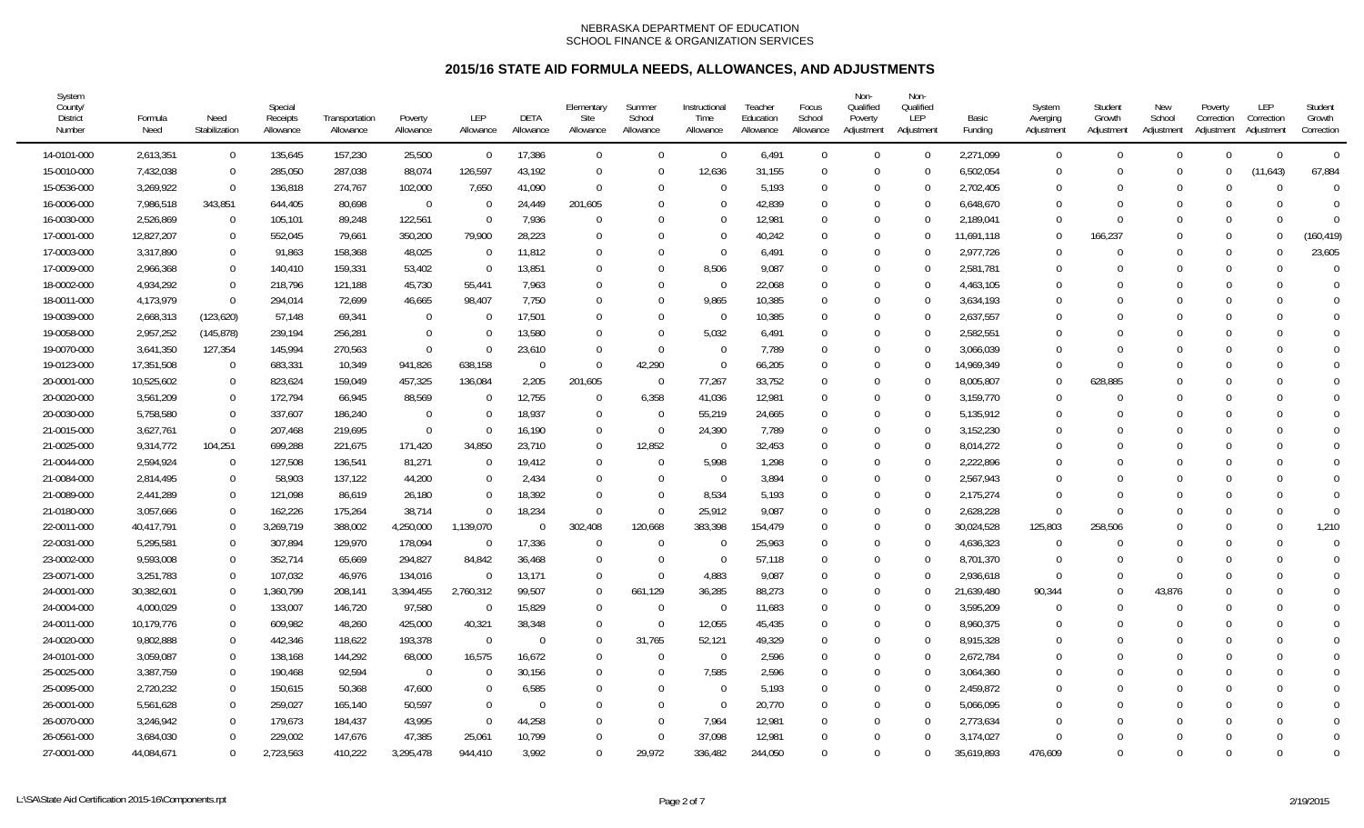NEBRASKA DEPARTMENT OF EDUCATION
SCHOOL FINANCE & ORGANIZATION SERVICES

# 2015/16 STATE AID FORMULA NEEDS, ALLOWANCES, AND ADJUSTMENTS

| System County/ District Number | Formula Need | Need Stabilization | Special Receipts Allowance | Transportation Allowance | Poverty Allowance | LEP Allowance | DETA Allowance | Elementary Site Allowance | Summer School Allowance | Instructional Time Allowance | Teacher Education Allowance | Focus School Allowance | Non-Qualified Poverty Adjustment | Non-Qualified LEP Adjustment | Basic Funding | System Averging Adjustment | Student Growth Adjustment | New School Adjustment | Poverty Correction Adjustment | LEP Correction Adjustment | Student Growth Correction |
|---|---|---|---|---|---|---|---|---|---|---|---|---|---|---|---|---|---|---|---|---|---|
| 14-0101-000 | 2,613,351 | 0 | 135,645 | 157,230 | 25,500 | 0 | 17,386 | 0 | 0 | 0 | 6,491 | 0 | 0 | 0 | 2,271,099 | 0 | 0 | 0 | 0 | 0 | 0 |
| 15-0010-000 | 7,432,038 | 0 | 285,050 | 287,038 | 88,074 | 126,597 | 43,192 | 0 | 0 | 12,636 | 31,155 | 0 | 0 | 0 | 6,502,054 | 0 | 0 | 0 | 0 | (11,643) | 67,884 |
| 15-0536-000 | 3,269,922 | 0 | 136,818 | 274,767 | 102,000 | 7,650 | 41,090 | 0 | 0 | 0 | 5,193 | 0 | 0 | 0 | 2,702,405 | 0 | 0 | 0 | 0 | 0 | 0 |
| 16-0006-000 | 7,986,518 | 343,851 | 644,405 | 80,698 | 0 | 0 | 24,449 | 201,605 | 0 | 0 | 42,839 | 0 | 0 | 0 | 6,648,670 | 0 | 0 | 0 | 0 | 0 | 0 |
| 16-0030-000 | 2,526,869 | 0 | 105,101 | 89,248 | 122,561 | 0 | 7,936 | 0 | 0 | 0 | 12,981 | 0 | 0 | 0 | 2,189,041 | 0 | 0 | 0 | 0 | 0 | 0 |
| 17-0001-000 | 12,827,207 | 0 | 552,045 | 79,661 | 350,200 | 79,900 | 28,223 | 0 | 0 | 0 | 40,242 | 0 | 0 | 0 | 11,691,118 | 0 | 166,237 | 0 | 0 | 0 | (160,419) |
| 17-0003-000 | 3,317,890 | 0 | 91,863 | 158,368 | 48,025 | 0 | 11,812 | 0 | 0 | 0 | 6,491 | 0 | 0 | 0 | 2,977,726 | 0 | 0 | 0 | 0 | 0 | 23,605 |
| 17-0009-000 | 2,966,368 | 0 | 140,410 | 159,331 | 53,402 | 0 | 13,851 | 0 | 0 | 8,506 | 9,087 | 0 | 0 | 0 | 2,581,781 | 0 | 0 | 0 | 0 | 0 | 0 |
| 18-0002-000 | 4,934,292 | 0 | 218,796 | 121,188 | 45,730 | 55,441 | 7,963 | 0 | 0 | 0 | 22,068 | 0 | 0 | 0 | 4,463,105 | 0 | 0 | 0 | 0 | 0 | 0 |
| 18-0011-000 | 4,173,979 | 0 | 294,014 | 72,699 | 46,665 | 98,407 | 7,750 | 0 | 0 | 9,865 | 10,385 | 0 | 0 | 0 | 3,634,193 | 0 | 0 | 0 | 0 | 0 | 0 |
| 19-0039-000 | 2,668,313 | (123,620) | 57,148 | 69,341 | 0 | 0 | 17,501 | 0 | 0 | 0 | 10,385 | 0 | 0 | 0 | 2,637,557 | 0 | 0 | 0 | 0 | 0 | 0 |
| 19-0058-000 | 2,957,252 | (145,878) | 239,194 | 256,281 | 0 | 0 | 13,580 | 0 | 0 | 5,032 | 6,491 | 0 | 0 | 0 | 2,582,551 | 0 | 0 | 0 | 0 | 0 | 0 |
| 19-0070-000 | 3,641,350 | 127,354 | 145,994 | 270,563 | 0 | 0 | 23,610 | 0 | 0 | 0 | 7,789 | 0 | 0 | 0 | 3,066,039 | 0 | 0 | 0 | 0 | 0 | 0 |
| 19-0123-000 | 17,351,508 | 0 | 683,331 | 10,349 | 941,826 | 638,158 | 0 | 0 | 42,290 | 0 | 66,205 | 0 | 0 | 0 | 14,969,349 | 0 | 0 | 0 | 0 | 0 | 0 |
| 20-0001-000 | 10,525,602 | 0 | 823,624 | 159,049 | 457,325 | 136,084 | 2,205 | 201,605 | 0 | 77,267 | 33,752 | 0 | 0 | 0 | 8,005,807 | 0 | 628,885 | 0 | 0 | 0 | 0 |
| 20-0020-000 | 3,561,209 | 0 | 172,794 | 66,945 | 88,569 | 0 | 12,755 | 0 | 6,358 | 41,036 | 12,981 | 0 | 0 | 0 | 3,159,770 | 0 | 0 | 0 | 0 | 0 | 0 |
| 20-0030-000 | 5,758,580 | 0 | 337,607 | 186,240 | 0 | 0 | 18,937 | 0 | 0 | 55,219 | 24,665 | 0 | 0 | 0 | 5,135,912 | 0 | 0 | 0 | 0 | 0 | 0 |
| 21-0015-000 | 3,627,761 | 0 | 207,468 | 219,695 | 0 | 0 | 16,190 | 0 | 0 | 24,390 | 7,789 | 0 | 0 | 0 | 3,152,230 | 0 | 0 | 0 | 0 | 0 | 0 |
| 21-0025-000 | 9,314,772 | 104,251 | 699,288 | 221,675 | 171,420 | 34,850 | 23,710 | 0 | 12,852 | 0 | 32,453 | 0 | 0 | 0 | 8,014,272 | 0 | 0 | 0 | 0 | 0 | 0 |
| 21-0044-000 | 2,594,924 | 0 | 127,508 | 136,541 | 81,271 | 0 | 19,412 | 0 | 0 | 5,998 | 1,298 | 0 | 0 | 0 | 2,222,896 | 0 | 0 | 0 | 0 | 0 | 0 |
| 21-0084-000 | 2,814,495 | 0 | 58,903 | 137,122 | 44,200 | 0 | 2,434 | 0 | 0 | 0 | 3,894 | 0 | 0 | 0 | 2,567,943 | 0 | 0 | 0 | 0 | 0 | 0 |
| 21-0089-000 | 2,441,289 | 0 | 121,098 | 86,619 | 26,180 | 0 | 18,392 | 0 | 0 | 8,534 | 5,193 | 0 | 0 | 0 | 2,175,274 | 0 | 0 | 0 | 0 | 0 | 0 |
| 21-0180-000 | 3,057,666 | 0 | 162,226 | 175,264 | 38,714 | 0 | 18,234 | 0 | 0 | 25,912 | 9,087 | 0 | 0 | 0 | 2,628,228 | 0 | 0 | 0 | 0 | 0 | 0 |
| 22-0011-000 | 40,417,791 | 0 | 3,269,719 | 388,002 | 4,250,000 | 1,139,070 | 0 | 302,408 | 120,668 | 383,398 | 154,479 | 0 | 0 | 0 | 30,024,528 | 125,803 | 258,506 | 0 | 0 | 0 | 1,210 |
| 22-0031-000 | 5,295,581 | 0 | 307,894 | 129,970 | 178,094 | 0 | 17,336 | 0 | 0 | 0 | 25,963 | 0 | 0 | 0 | 4,636,323 | 0 | 0 | 0 | 0 | 0 | 0 |
| 23-0002-000 | 9,593,008 | 0 | 352,714 | 65,669 | 294,827 | 84,842 | 36,468 | 0 | 0 | 0 | 57,118 | 0 | 0 | 0 | 8,701,370 | 0 | 0 | 0 | 0 | 0 | 0 |
| 23-0071-000 | 3,251,783 | 0 | 107,032 | 46,976 | 134,016 | 0 | 13,171 | 0 | 0 | 4,883 | 9,087 | 0 | 0 | 0 | 2,936,618 | 0 | 0 | 0 | 0 | 0 | 0 |
| 24-0001-000 | 30,382,601 | 0 | 1,360,799 | 208,141 | 3,394,455 | 2,760,312 | 99,507 | 0 | 661,129 | 36,285 | 88,273 | 0 | 0 | 0 | 21,639,480 | 90,344 | 0 | 43,876 | 0 | 0 | 0 |
| 24-0004-000 | 4,000,029 | 0 | 133,007 | 146,720 | 97,580 | 0 | 15,829 | 0 | 0 | 0 | 11,683 | 0 | 0 | 0 | 3,595,209 | 0 | 0 | 0 | 0 | 0 | 0 |
| 24-0011-000 | 10,179,776 | 0 | 609,982 | 48,260 | 425,000 | 40,321 | 38,348 | 0 | 0 | 12,055 | 45,435 | 0 | 0 | 0 | 8,960,375 | 0 | 0 | 0 | 0 | 0 | 0 |
| 24-0020-000 | 9,802,888 | 0 | 442,346 | 118,622 | 193,378 | 0 | 0 | 0 | 31,765 | 52,121 | 49,329 | 0 | 0 | 0 | 8,915,328 | 0 | 0 | 0 | 0 | 0 | 0 |
| 24-0101-000 | 3,059,087 | 0 | 138,168 | 144,292 | 68,000 | 16,575 | 16,672 | 0 | 0 | 0 | 2,596 | 0 | 0 | 0 | 2,672,784 | 0 | 0 | 0 | 0 | 0 | 0 |
| 25-0025-000 | 3,387,759 | 0 | 190,468 | 92,594 | 0 | 0 | 30,156 | 0 | 0 | 7,585 | 2,596 | 0 | 0 | 0 | 3,064,360 | 0 | 0 | 0 | 0 | 0 | 0 |
| 25-0095-000 | 2,720,232 | 0 | 150,615 | 50,368 | 47,600 | 0 | 6,585 | 0 | 0 | 0 | 5,193 | 0 | 0 | 0 | 2,459,872 | 0 | 0 | 0 | 0 | 0 | 0 |
| 26-0001-000 | 5,561,628 | 0 | 259,027 | 165,140 | 50,597 | 0 | 0 | 0 | 0 | 0 | 20,770 | 0 | 0 | 0 | 5,066,095 | 0 | 0 | 0 | 0 | 0 | 0 |
| 26-0070-000 | 3,246,942 | 0 | 179,673 | 184,437 | 43,995 | 0 | 44,258 | 0 | 0 | 7,964 | 12,981 | 0 | 0 | 0 | 2,773,634 | 0 | 0 | 0 | 0 | 0 | 0 |
| 26-0561-000 | 3,684,030 | 0 | 229,002 | 147,676 | 47,385 | 25,061 | 10,799 | 0 | 0 | 37,098 | 12,981 | 0 | 0 | 0 | 3,174,027 | 0 | 0 | 0 | 0 | 0 | 0 |
| 27-0001-000 | 44,084,671 | 0 | 2,723,563 | 410,222 | 3,295,478 | 944,410 | 3,992 | 0 | 29,972 | 336,482 | 244,050 | 0 | 0 | 0 | 35,619,893 | 476,609 | 0 | 0 | 0 | 0 | 0 |

L:\SA\State Aid Certification 2015-16\Components.rpt 2/19/2015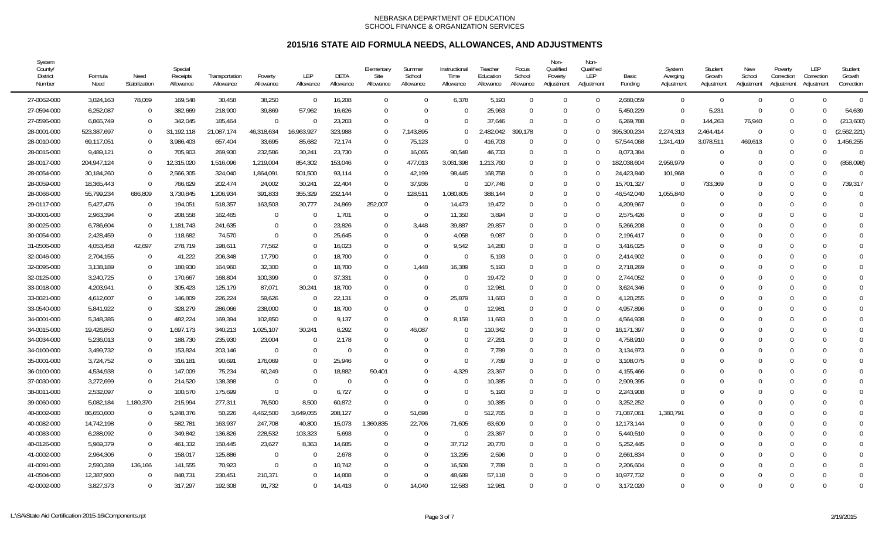NEBRASKA DEPARTMENT OF EDUCATION
SCHOOL FINANCE & ORGANIZATION SERVICES

## 2015/16 STATE AID FORMULA NEEDS, ALLOWANCES, AND ADJUSTMENTS

| System County/ District Number | Formula Need | Need Stabilization | Special Receipts Allowance | Transportation Allowance | Poverty Allowance | LEP Allowance | DETA Allowance | Elementary Site Allowance | Summer School Allowance | Instructional Time Allowance | Teacher Education Allowance | Focus School Allowance | Non-Qualified Poverty Adjustment | Non-Qualified LEP Adjustment | Basic Funding | System Averging Adjustment | Student Growth Adjustment | New School Adjustment | Poverty Correction Adjustment | LEP Correction Adjustment | Student Growth Correction |
|---|---|---|---|---|---|---|---|---|---|---|---|---|---|---|---|---|---|---|---|---|---|
| 27-0062-000 | 3,024,163 | 78,069 | 169,548 | 30,458 | 38,250 | 0 | 16,208 | 0 | 0 | 6,378 | 5,193 | 0 | 0 | 0 | 2,680,059 | 0 | 0 | 0 | 0 | 0 | 0 |
| 27-0594-000 | 6,252,087 | 0 | 382,669 | 218,900 | 39,869 | 57,962 | 16,626 | 0 | 0 | 0 | 25,963 | 0 | 0 | 0 | 5,450,229 | 0 | 5,231 | 0 | 0 | 0 | 54,639 |
| 27-0595-000 | 6,865,749 | 0 | 342,045 | 185,464 | 0 | 0 | 23,203 | 0 | 0 | 0 | 37,646 | 0 | 0 | 0 | 6,269,788 | 0 | 144,263 | 76,940 | 0 | 0 | (213,600) |
| 28-0001-000 | 523,387,697 | 0 | 31,192,118 | 21,087,174 | 46,318,634 | 16,963,927 | 323,988 | 0 | 7,143,895 | 0 | 2,482,042 | 399,178 | 0 | 0 | 395,300,234 | 2,274,313 | 2,464,414 | 0 | 0 | 0 | (2,562,221) |
| 28-0010-000 | 69,117,051 | 0 | 3,986,403 | 657,404 | 33,695 | 85,682 | 72,174 | 0 | 75,123 | 0 | 416,703 | 0 | 0 | 0 | 57,544,068 | 1,241,419 | 3,078,511 | 469,613 | 0 | 0 | 1,456,255 |
| 28-0015-000 | 9,489,121 | 0 | 705,903 | 269,930 | 232,586 | 30,241 | 23,730 | 0 | 16,065 | 90,548 | 46,733 | 0 | 0 | 0 | 8,073,384 | 0 | 0 | 0 | 0 | 0 | 0 |
| 28-0017-000 | 204,947,124 | 0 | 12,315,020 | 1,516,096 | 1,219,004 | 854,302 | 153,046 | 0 | 477,013 | 3,061,398 | 1,213,760 | 0 | 0 | 0 | 182,038,604 | 2,956,979 | 0 | 0 | 0 | 0 | (858,098) |
| 28-0054-000 | 30,184,260 | 0 | 2,566,305 | 324,040 | 1,864,091 | 501,500 | 93,114 | 0 | 42,199 | 98,445 | 168,758 | 0 | 0 | 0 | 24,423,840 | 101,968 | 0 | 0 | 0 | 0 | 0 |
| 28-0059-000 | 18,365,443 | 0 | 766,629 | 202,474 | 24,002 | 30,241 | 22,404 | 0 | 37,936 | 0 | 107,746 | 0 | 0 | 0 | 15,701,327 | 0 | 733,369 | 0 | 0 | 0 | 739,317 |
| 28-0066-000 | 55,799,234 | 686,809 | 3,730,845 | 1,206,934 | 391,833 | 355,329 | 232,144 | 0 | 128,511 | 1,080,805 | 388,144 | 0 | 0 | 0 | 46,542,040 | 1,055,840 | 0 | 0 | 0 | 0 | 0 |
| 29-0117-000 | 5,427,476 | 0 | 194,051 | 518,357 | 163,503 | 30,777 | 24,869 | 252,007 | 0 | 14,473 | 19,472 | 0 | 0 | 0 | 4,209,967 | 0 | 0 | 0 | 0 | 0 | 0 |
| 30-0001-000 | 2,963,394 | 0 | 208,558 | 162,465 | 0 | 0 | 1,701 | 0 | 0 | 11,350 | 3,894 | 0 | 0 | 0 | 2,575,426 | 0 | 0 | 0 | 0 | 0 | 0 |
| 30-0025-000 | 6,786,604 | 0 | 1,181,743 | 241,635 | 0 | 0 | 23,826 | 0 | 3,448 | 39,887 | 29,857 | 0 | 0 | 0 | 5,266,208 | 0 | 0 | 0 | 0 | 0 | 0 |
| 30-0054-000 | 2,428,459 | 0 | 118,682 | 74,570 | 0 | 0 | 25,645 | 0 | 0 | 4,058 | 9,087 | 0 | 0 | 0 | 2,196,417 | 0 | 0 | 0 | 0 | 0 | 0 |
| 31-0506-000 | 4,053,458 | 42,697 | 278,719 | 198,611 | 77,562 | 0 | 16,023 | 0 | 0 | 9,542 | 14,280 | 0 | 0 | 0 | 3,416,025 | 0 | 0 | 0 | 0 | 0 | 0 |
| 32-0046-000 | 2,704,155 | 0 | 41,222 | 206,348 | 17,790 | 0 | 18,700 | 0 | 0 | 0 | 5,193 | 0 | 0 | 0 | 2,414,902 | 0 | 0 | 0 | 0 | 0 | 0 |
| 32-0095-000 | 3,138,189 | 0 | 180,930 | 164,960 | 32,300 | 0 | 18,700 | 0 | 1,448 | 16,389 | 5,193 | 0 | 0 | 0 | 2,718,269 | 0 | 0 | 0 | 0 | 0 | 0 |
| 32-0125-000 | 3,240,725 | 0 | 170,667 | 168,804 | 100,399 | 0 | 37,331 | 0 | 0 | 0 | 19,472 | 0 | 0 | 0 | 2,744,052 | 0 | 0 | 0 | 0 | 0 | 0 |
| 33-0018-000 | 4,203,941 | 0 | 305,423 | 125,179 | 87,071 | 30,241 | 18,700 | 0 | 0 | 0 | 12,981 | 0 | 0 | 0 | 3,624,346 | 0 | 0 | 0 | 0 | 0 | 0 |
| 33-0021-000 | 4,612,607 | 0 | 146,809 | 226,224 | 59,626 | 0 | 22,131 | 0 | 0 | 25,879 | 11,683 | 0 | 0 | 0 | 4,120,255 | 0 | 0 | 0 | 0 | 0 | 0 |
| 33-0540-000 | 5,841,922 | 0 | 328,279 | 286,066 | 238,000 | 0 | 18,700 | 0 | 0 | 0 | 12,981 | 0 | 0 | 0 | 4,957,896 | 0 | 0 | 0 | 0 | 0 | 0 |
| 34-0001-000 | 5,348,385 | 0 | 482,224 | 169,394 | 102,850 | 0 | 9,137 | 0 | 0 | 8,159 | 11,683 | 0 | 0 | 0 | 4,564,938 | 0 | 0 | 0 | 0 | 0 | 0 |
| 34-0015-000 | 19,426,850 | 0 | 1,697,173 | 340,213 | 1,025,107 | 30,241 | 6,292 | 0 | 46,087 | 0 | 110,342 | 0 | 0 | 0 | 16,171,397 | 0 | 0 | 0 | 0 | 0 | 0 |
| 34-0034-000 | 5,236,013 | 0 | 188,730 | 235,930 | 23,004 | 0 | 2,178 | 0 | 0 | 0 | 27,261 | 0 | 0 | 0 | 4,758,910 | 0 | 0 | 0 | 0 | 0 | 0 |
| 34-0100-000 | 3,499,732 | 0 | 153,824 | 203,146 | 0 | 0 | 0 | 0 | 0 | 0 | 7,789 | 0 | 0 | 0 | 3,134,973 | 0 | 0 | 0 | 0 | 0 | 0 |
| 35-0001-000 | 3,724,752 | 0 | 316,181 | 90,691 | 176,069 | 0 | 25,946 | 0 | 0 | 0 | 7,789 | 0 | 0 | 0 | 3,108,075 | 0 | 0 | 0 | 0 | 0 | 0 |
| 36-0100-000 | 4,534,938 | 0 | 147,009 | 75,234 | 60,249 | 0 | 18,882 | 50,401 | 0 | 4,329 | 23,367 | 0 | 0 | 0 | 4,155,466 | 0 | 0 | 0 | 0 | 0 | 0 |
| 37-0030-000 | 3,272,699 | 0 | 214,520 | 138,398 | 0 | 0 | 0 | 0 | 0 | 0 | 10,385 | 0 | 0 | 0 | 2,909,395 | 0 | 0 | 0 | 0 | 0 | 0 |
| 38-0011-000 | 2,532,097 | 0 | 100,570 | 175,699 | 0 | 0 | 6,727 | 0 | 0 | 0 | 5,193 | 0 | 0 | 0 | 2,243,908 | 0 | 0 | 0 | 0 | 0 | 0 |
| 39-0060-000 | 5,082,184 | 1,180,370 | 215,994 | 277,311 | 76,500 | 8,500 | 60,872 | 0 | 0 | 0 | 10,385 | 0 | 0 | 0 | 3,252,252 | 0 | 0 | 0 | 0 | 0 | 0 |
| 40-0002-000 | 86,650,600 | 0 | 5,248,376 | 50,226 | 4,462,500 | 3,649,055 | 208,127 | 0 | 51,698 | 0 | 512,765 | 0 | 0 | 0 | 71,087,061 | 1,380,791 | 0 | 0 | 0 | 0 | 0 |
| 40-0082-000 | 14,742,198 | 0 | 582,781 | 163,937 | 247,708 | 40,800 | 15,073 | 1,360,835 | 22,706 | 71,605 | 63,609 | 0 | 0 | 0 | 12,173,144 | 0 | 0 | 0 | 0 | 0 | 0 |
| 40-0083-000 | 6,288,092 | 0 | 349,842 | 136,826 | 228,532 | 103,323 | 5,693 | 0 | 0 | 0 | 23,367 | 0 | 0 | 0 | 5,440,510 | 0 | 0 | 0 | 0 | 0 | 0 |
| 40-0126-000 | 5,969,379 | 0 | 461,332 | 150,445 | 23,627 | 8,363 | 14,685 | 0 | 0 | 37,712 | 20,770 | 0 | 0 | 0 | 5,252,445 | 0 | 0 | 0 | 0 | 0 | 0 |
| 41-0002-000 | 2,964,306 | 0 | 158,017 | 125,886 | 0 | 0 | 2,678 | 0 | 0 | 13,295 | 2,596 | 0 | 0 | 0 | 2,661,834 | 0 | 0 | 0 | 0 | 0 | 0 |
| 41-0091-000 | 2,590,289 | 136,166 | 141,555 | 70,923 | 0 | 0 | 10,742 | 0 | 0 | 16,509 | 7,789 | 0 | 0 | 0 | 2,206,604 | 0 | 0 | 0 | 0 | 0 | 0 |
| 41-0504-000 | 12,387,900 | 0 | 848,731 | 230,451 | 210,371 | 0 | 14,808 | 0 | 0 | 48,689 | 57,118 | 0 | 0 | 0 | 10,977,732 | 0 | 0 | 0 | 0 | 0 | 0 |
| 42-0002-000 | 3,827,373 | 0 | 317,297 | 192,308 | 91,732 | 0 | 14,413 | 0 | 14,040 | 12,583 | 12,981 | 0 | 0 | 0 | 3,172,020 | 0 | 0 | 0 | 0 | 0 | 0 |

L:\SA\State Aid Certification 2015-16\Components.rpt 2/19/2015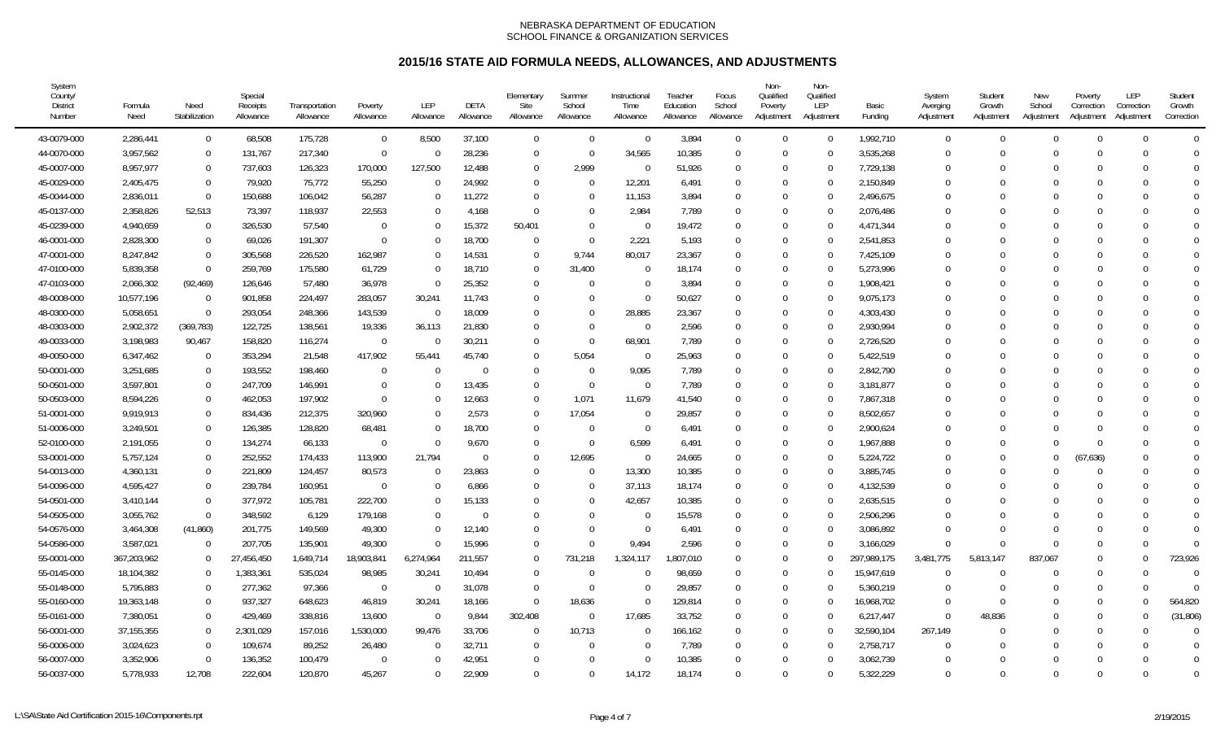NEBRASKA DEPARTMENT OF EDUCATION
SCHOOL FINANCE & ORGANIZATION SERVICES

# 2015/16 STATE AID FORMULA NEEDS, ALLOWANCES, AND ADJUSTMENTS

| System County/ District Number | Formula Need | Need Stabilization | Special Receipts Allowance | Transportation Allowance | Poverty Allowance | LEP Allowance | DETA Allowance | Elementary Site Allowance | Summer School Allowance | Instructional Time Allowance | Teacher Education Allowance | Focus School Allowance | Non-Qualified Poverty Adjustment | Non-Qualified LEP Adjustment | Basic Funding | System Averging Adjustment | Student Growth Adjustment | New School Adjustment | Poverty Correction Adjustment | LEP Correction Adjustment | Student Growth Correction |
|---|---|---|---|---|---|---|---|---|---|---|---|---|---|---|---|---|---|---|---|---|---|
| 43-0079-000 | 2,286,441 | 0 | 68,508 | 175,728 | 0 | 8,500 | 37,100 | 0 | 0 | 0 | 3,894 | 0 | 0 | 0 | 1,992,710 | 0 | 0 | 0 | 0 | 0 | 0 |
| 44-0070-000 | 3,957,562 | 0 | 131,767 | 217,340 | 0 | 0 | 28,236 | 0 | 0 | 34,565 | 10,385 | 0 | 0 | 0 | 3,535,268 | 0 | 0 | 0 | 0 | 0 | 0 |
| 45-0007-000 | 8,957,977 | 0 | 737,603 | 126,323 | 170,000 | 127,500 | 12,488 | 0 | 2,999 | 0 | 51,926 | 0 | 0 | 0 | 7,729,138 | 0 | 0 | 0 | 0 | 0 | 0 |
| 45-0029-000 | 2,405,475 | 0 | 79,920 | 75,772 | 55,250 | 0 | 24,992 | 0 | 0 | 12,201 | 6,491 | 0 | 0 | 0 | 2,150,849 | 0 | 0 | 0 | 0 | 0 | 0 |
| 45-0044-000 | 2,836,011 | 0 | 150,688 | 106,042 | 56,287 | 0 | 11,272 | 0 | 0 | 11,153 | 3,894 | 0 | 0 | 0 | 2,496,675 | 0 | 0 | 0 | 0 | 0 | 0 |
| 45-0137-000 | 2,358,826 | 52,513 | 73,397 | 118,937 | 22,553 | 0 | 4,168 | 0 | 0 | 2,984 | 7,789 | 0 | 0 | 0 | 2,076,486 | 0 | 0 | 0 | 0 | 0 | 0 |
| 45-0239-000 | 4,940,659 | 0 | 326,530 | 57,540 | 0 | 0 | 15,372 | 50,401 | 0 | 0 | 19,472 | 0 | 0 | 0 | 4,471,344 | 0 | 0 | 0 | 0 | 0 | 0 |
| 46-0001-000 | 2,828,300 | 0 | 69,026 | 191,307 | 0 | 0 | 18,700 | 0 | 0 | 2,221 | 5,193 | 0 | 0 | 0 | 2,541,853 | 0 | 0 | 0 | 0 | 0 | 0 |
| 47-0001-000 | 8,247,842 | 0 | 305,568 | 226,520 | 162,987 | 0 | 14,531 | 0 | 9,744 | 80,017 | 23,367 | 0 | 0 | 0 | 7,425,109 | 0 | 0 | 0 | 0 | 0 | 0 |
| 47-0100-000 | 5,839,358 | 0 | 259,769 | 175,580 | 61,729 | 0 | 18,710 | 0 | 31,400 | 0 | 18,174 | 0 | 0 | 0 | 5,273,996 | 0 | 0 | 0 | 0 | 0 | 0 |
| 47-0103-000 | 2,066,302 | (92,469) | 126,646 | 57,480 | 36,978 | 0 | 25,352 | 0 | 0 | 0 | 3,894 | 0 | 0 | 0 | 1,908,421 | 0 | 0 | 0 | 0 | 0 | 0 |
| 48-0008-000 | 10,577,196 | 0 | 901,858 | 224,497 | 283,057 | 30,241 | 11,743 | 0 | 0 | 0 | 50,627 | 0 | 0 | 0 | 9,075,173 | 0 | 0 | 0 | 0 | 0 | 0 |
| 48-0300-000 | 5,058,651 | 0 | 293,054 | 248,366 | 143,539 | 0 | 18,009 | 0 | 0 | 28,885 | 23,367 | 0 | 0 | 0 | 4,303,430 | 0 | 0 | 0 | 0 | 0 | 0 |
| 48-0303-000 | 2,902,372 | (369,783) | 122,725 | 138,561 | 19,336 | 36,113 | 21,830 | 0 | 0 | 0 | 2,596 | 0 | 0 | 0 | 2,930,994 | 0 | 0 | 0 | 0 | 0 | 0 |
| 49-0033-000 | 3,198,983 | 90,467 | 158,820 | 116,274 | 0 | 0 | 30,211 | 0 | 0 | 68,901 | 7,789 | 0 | 0 | 0 | 2,726,520 | 0 | 0 | 0 | 0 | 0 | 0 |
| 49-0050-000 | 6,347,462 | 0 | 353,294 | 21,548 | 417,902 | 55,441 | 45,740 | 0 | 5,054 | 0 | 25,963 | 0 | 0 | 0 | 5,422,519 | 0 | 0 | 0 | 0 | 0 | 0 |
| 50-0001-000 | 3,251,685 | 0 | 193,552 | 198,460 | 0 | 0 | 0 | 0 | 0 | 9,095 | 7,789 | 0 | 0 | 0 | 2,842,790 | 0 | 0 | 0 | 0 | 0 | 0 |
| 50-0501-000 | 3,597,801 | 0 | 247,709 | 146,991 | 0 | 0 | 13,435 | 0 | 0 | 0 | 7,789 | 0 | 0 | 0 | 3,181,877 | 0 | 0 | 0 | 0 | 0 | 0 |
| 50-0503-000 | 8,594,226 | 0 | 462,053 | 197,902 | 0 | 0 | 12,663 | 0 | 1,071 | 11,679 | 41,540 | 0 | 0 | 0 | 7,867,318 | 0 | 0 | 0 | 0 | 0 | 0 |
| 51-0001-000 | 9,919,913 | 0 | 834,436 | 212,375 | 320,960 | 0 | 2,573 | 0 | 17,054 | 0 | 29,857 | 0 | 0 | 0 | 8,502,657 | 0 | 0 | 0 | 0 | 0 | 0 |
| 51-0006-000 | 3,249,501 | 0 | 126,385 | 128,820 | 68,481 | 0 | 18,700 | 0 | 0 | 0 | 6,491 | 0 | 0 | 0 | 2,900,624 | 0 | 0 | 0 | 0 | 0 | 0 |
| 52-0100-000 | 2,191,055 | 0 | 134,274 | 66,133 | 0 | 0 | 9,670 | 0 | 0 | 6,599 | 6,491 | 0 | 0 | 0 | 1,967,888 | 0 | 0 | 0 | 0 | 0 | 0 |
| 53-0001-000 | 5,757,124 | 0 | 252,552 | 174,433 | 113,900 | 21,794 | 0 | 0 | 12,695 | 0 | 24,665 | 0 | 0 | 0 | 5,224,722 | 0 | 0 | 0 | (67,636) | 0 | 0 |
| 54-0013-000 | 4,360,131 | 0 | 221,809 | 124,457 | 80,573 | 0 | 23,863 | 0 | 0 | 13,300 | 10,385 | 0 | 0 | 0 | 3,885,745 | 0 | 0 | 0 | 0 | 0 | 0 |
| 54-0096-000 | 4,595,427 | 0 | 239,784 | 160,951 | 0 | 0 | 6,866 | 0 | 0 | 37,113 | 18,174 | 0 | 0 | 0 | 4,132,539 | 0 | 0 | 0 | 0 | 0 | 0 |
| 54-0501-000 | 3,410,144 | 0 | 377,972 | 105,781 | 222,700 | 0 | 15,133 | 0 | 0 | 42,657 | 10,385 | 0 | 0 | 0 | 2,635,515 | 0 | 0 | 0 | 0 | 0 | 0 |
| 54-0505-000 | 3,055,762 | 0 | 348,592 | 6,129 | 179,168 | 0 | 0 | 0 | 0 | 0 | 15,578 | 0 | 0 | 0 | 2,506,296 | 0 | 0 | 0 | 0 | 0 | 0 |
| 54-0576-000 | 3,464,308 | (41,860) | 201,775 | 149,569 | 49,300 | 0 | 12,140 | 0 | 0 | 0 | 6,491 | 0 | 0 | 0 | 3,086,892 | 0 | 0 | 0 | 0 | 0 | 0 |
| 54-0586-000 | 3,587,021 | 0 | 207,705 | 135,901 | 49,300 | 0 | 15,996 | 0 | 0 | 9,494 | 2,596 | 0 | 0 | 0 | 3,166,029 | 0 | 0 | 0 | 0 | 0 | 0 |
| 55-0001-000 | 367,203,962 | 0 | 27,456,450 | 1,649,714 | 18,903,841 | 6,274,964 | 211,557 | 0 | 731,218 | 1,324,117 | 1,807,010 | 0 | 0 | 0 | 297,989,175 | 3,481,775 | 5,813,147 | 837,067 | 0 | 0 | 723,926 |
| 55-0145-000 | 18,104,382 | 0 | 1,383,361 | 535,024 | 98,985 | 30,241 | 10,494 | 0 | 0 | 0 | 98,659 | 0 | 0 | 0 | 15,947,619 | 0 | 0 | 0 | 0 | 0 | 0 |
| 55-0148-000 | 5,795,883 | 0 | 277,362 | 97,366 | 0 | 0 | 31,078 | 0 | 0 | 0 | 29,857 | 0 | 0 | 0 | 5,360,219 | 0 | 0 | 0 | 0 | 0 | 0 |
| 55-0160-000 | 19,363,148 | 0 | 937,327 | 648,623 | 46,819 | 30,241 | 18,166 | 0 | 18,636 | 0 | 129,814 | 0 | 0 | 0 | 16,968,702 | 0 | 0 | 0 | 0 | 0 | 564,820 |
| 55-0161-000 | 7,380,051 | 0 | 429,469 | 338,816 | 13,600 | 0 | 9,844 | 302,408 | 0 | 17,685 | 33,752 | 0 | 0 | 0 | 6,217,447 | 0 | 48,836 | 0 | 0 | 0 | (31,806) |
| 56-0001-000 | 37,155,355 | 0 | 2,301,029 | 157,016 | 1,530,000 | 99,476 | 33,706 | 0 | 10,713 | 0 | 166,162 | 0 | 0 | 0 | 32,590,104 | 267,149 | 0 | 0 | 0 | 0 | 0 |
| 56-0006-000 | 3,024,623 | 0 | 109,674 | 89,252 | 26,480 | 0 | 32,711 | 0 | 0 | 0 | 7,789 | 0 | 0 | 0 | 2,758,717 | 0 | 0 | 0 | 0 | 0 | 0 |
| 56-0007-000 | 3,352,906 | 0 | 136,352 | 100,479 | 0 | 0 | 42,951 | 0 | 0 | 0 | 10,385 | 0 | 0 | 0 | 3,062,739 | 0 | 0 | 0 | 0 | 0 | 0 |
| 56-0037-000 | 5,778,933 | 12,708 | 222,604 | 120,870 | 45,267 | 0 | 22,909 | 0 | 0 | 14,172 | 18,174 | 0 | 0 | 0 | 5,322,229 | 0 | 0 | 0 | 0 | 0 | 0 |

L:\SA\State Aid Certification 2015-16\Components.rpt 2/19/2015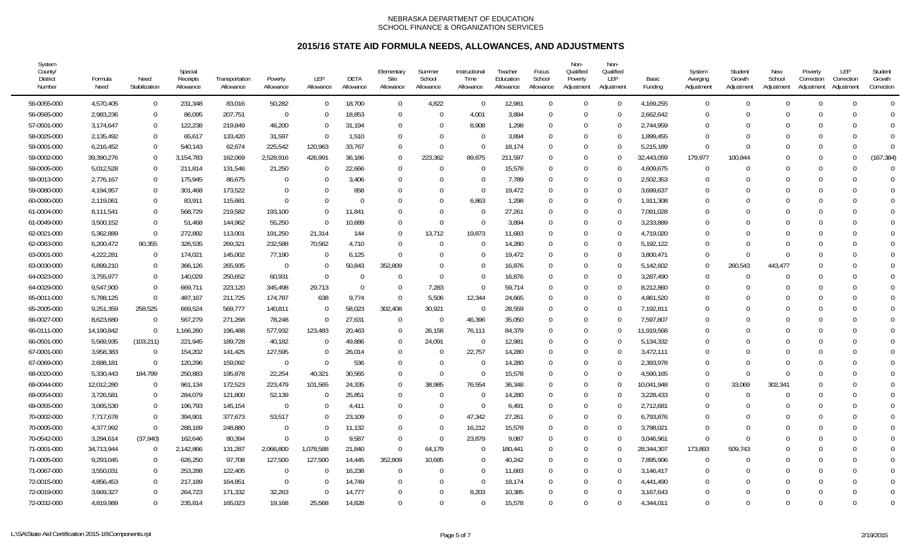NEBRASKA DEPARTMENT OF EDUCATION
SCHOOL FINANCE & ORGANIZATION SERVICES

## 2015/16 STATE AID FORMULA NEEDS, ALLOWANCES, AND ADJUSTMENTS

| System County/ District Number | Formula Need | Need Stabilization | Special Receipts Allowance | Transportation Allowance | Poverty Allowance | LEP Allowance | DETA Allowance | Elementary Site Allowance | Summer School Allowance | Instructional Time Allowance | Teacher Education Allowance | Focus School Allowance | Non-Qualified Poverty Adjustment | Non-Qualified LEP Adjustment | Basic Funding | System Averging Adjustment | Student Growth Adjustment | New School Adjustment | Poverty Correction Adjustment | LEP Correction Adjustment | Student Growth Correction |
|---|---|---|---|---|---|---|---|---|---|---|---|---|---|---|---|---|---|---|---|---|---|
| 56-0055-000 | 4,570,405 | 0 | 231,348 | 83,016 | 50,282 | 0 | 18,700 | 0 | 4,822 | 0 | 12,981 | 0 | 0 | 0 | 4,169,255 | 0 | 0 | 0 | 0 | 0 | 0 |
| 56-0565-000 | 2,983,236 | 0 | 86,095 | 207,751 | 0 | 0 | 18,853 | 0 | 0 | 4,001 | 3,894 | 0 | 0 | 0 | 2,662,642 | 0 | 0 | 0 | 0 | 0 | 0 |
| 57-0501-000 | 3,174,647 | 0 | 122,238 | 219,849 | 46,200 | 0 | 31,194 | 0 | 0 | 8,908 | 1,298 | 0 | 0 | 0 | 2,744,959 | 0 | 0 | 0 | 0 | 0 | 0 |
| 58-0025-000 | 2,135,492 | 0 | 65,617 | 133,420 | 31,597 | 0 | 1,510 | 0 | 0 | 0 | 3,894 | 0 | 0 | 0 | 1,899,455 | 0 | 0 | 0 | 0 | 0 | 0 |
| 59-0001-000 | 6,216,452 | 0 | 540,143 | 62,674 | 225,542 | 120,963 | 33,767 | 0 | 0 | 0 | 18,174 | 0 | 0 | 0 | 5,215,189 | 0 | 0 | 0 | 0 | 0 | 0 |
| 59-0002-000 | 39,390,276 | 0 | 3,154,783 | 162,069 | 2,528,916 | 426,991 | 36,186 | 0 | 223,362 | 89,875 | 211,597 | 0 | 0 | 0 | 32,443,059 | 179,977 | 100,844 | 0 | 0 | 0 | (167,384) |
| 59-0005-000 | 5,012,528 | 0 | 211,814 | 131,546 | 21,250 | 0 | 22,666 | 0 | 0 | 0 | 15,578 | 0 | 0 | 0 | 4,609,675 | 0 | 0 | 0 | 0 | 0 | 0 |
| 59-0013-000 | 2,776,167 | 0 | 175,945 | 86,675 | 0 | 0 | 3,406 | 0 | 0 | 0 | 7,789 | 0 | 0 | 0 | 2,502,353 | 0 | 0 | 0 | 0 | 0 | 0 |
| 59-0080-000 | 4,194,957 | 0 | 301,468 | 173,522 | 0 | 0 | 858 | 0 | 0 | 0 | 19,472 | 0 | 0 | 0 | 3,699,637 | 0 | 0 | 0 | 0 | 0 | 0 |
| 60-0090-000 | 2,119,061 | 0 | 83,911 | 115,681 | 0 | 0 | 0 | 0 | 0 | 6,863 | 1,298 | 0 | 0 | 0 | 1,911,308 | 0 | 0 | 0 | 0 | 0 | 0 |
| 61-0004-000 | 8,111,541 | 0 | 568,729 | 219,582 | 193,100 | 0 | 11,841 | 0 | 0 | 0 | 27,261 | 0 | 0 | 0 | 7,091,028 | 0 | 0 | 0 | 0 | 0 | 0 |
| 61-0049-000 | 3,500,152 | 0 | 51,468 | 144,962 | 55,250 | 0 | 10,689 | 0 | 0 | 0 | 3,894 | 0 | 0 | 0 | 3,233,889 | 0 | 0 | 0 | 0 | 0 | 0 |
| 62-0021-000 | 5,362,889 | 0 | 272,892 | 113,001 | 191,250 | 21,314 | 144 | 0 | 13,712 | 19,873 | 11,683 | 0 | 0 | 0 | 4,719,020 | 0 | 0 | 0 | 0 | 0 | 0 |
| 62-0063-000 | 6,200,472 | 90,355 | 326,535 | 269,321 | 232,588 | 70,562 | 4,710 | 0 | 0 | 0 | 14,280 | 0 | 0 | 0 | 5,192,122 | 0 | 0 | 0 | 0 | 0 | 0 |
| 63-0001-000 | 4,222,281 | 0 | 174,021 | 145,002 | 77,190 | 0 | 6,125 | 0 | 0 | 0 | 19,472 | 0 | 0 | 0 | 3,800,471 | 0 | 0 | 0 | 0 | 0 | 0 |
| 63-0030-000 | 6,899,210 | 0 | 366,126 | 265,935 | 0 | 0 | 50,843 | 352,809 | 0 | 0 | 16,876 | 0 | 0 | 0 | 5,142,602 | 0 | 260,543 | 443,477 | 0 | 0 | 0 |
| 64-0023-000 | 3,755,977 | 0 | 140,029 | 250,652 | 60,931 | 0 | 0 | 0 | 0 | 0 | 16,876 | 0 | 0 | 0 | 3,287,490 | 0 | 0 | 0 | 0 | 0 | 0 |
| 64-0029-000 | 9,547,900 | 0 | 669,711 | 223,120 | 345,498 | 29,713 | 0 | 0 | 7,283 | 0 | 59,714 | 0 | 0 | 0 | 8,212,860 | 0 | 0 | 0 | 0 | 0 | 0 |
| 65-0011-000 | 5,788,125 | 0 | 487,167 | 211,725 | 174,787 | 638 | 9,774 | 0 | 5,506 | 12,344 | 24,665 | 0 | 0 | 0 | 4,861,520 | 0 | 0 | 0 | 0 | 0 | 0 |
| 65-2005-000 | 9,251,359 | 258,525 | 669,524 | 569,777 | 140,811 | 0 | 58,023 | 302,408 | 30,921 | 0 | 28,559 | 0 | 0 | 0 | 7,192,811 | 0 | 0 | 0 | 0 | 0 | 0 |
| 66-0027-000 | 8,623,680 | 0 | 567,279 | 271,268 | 78,248 | 0 | 27,631 | 0 | 0 | 46,396 | 35,050 | 0 | 0 | 0 | 7,597,807 | 0 | 0 | 0 | 0 | 0 | 0 |
| 66-0111-000 | 14,190,842 | 0 | 1,166,260 | 196,488 | 577,932 | 123,483 | 20,463 | 0 | 26,158 | 76,111 | 84,379 | 0 | 0 | 0 | 11,919,568 | 0 | 0 | 0 | 0 | 0 | 0 |
| 66-0501-000 | 5,569,935 | (103,211) | 221,945 | 189,728 | 40,182 | 0 | 49,886 | 0 | 24,091 | 0 | 12,981 | 0 | 0 | 0 | 5,134,332 | 0 | 0 | 0 | 0 | 0 | 0 |
| 67-0001-000 | 3,958,383 | 0 | 154,202 | 141,425 | 127,595 | 0 | 26,014 | 0 | 0 | 22,757 | 14,280 | 0 | 0 | 0 | 3,472,111 | 0 | 0 | 0 | 0 | 0 | 0 |
| 67-0069-000 | 2,688,181 | 0 | 120,296 | 159,092 | 0 | 0 | 536 | 0 | 0 | 0 | 14,280 | 0 | 0 | 0 | 2,393,978 | 0 | 0 | 0 | 0 | 0 | 0 |
| 68-0020-000 | 5,330,443 | 184,799 | 250,883 | 195,878 | 22,254 | 40,321 | 30,565 | 0 | 0 | 0 | 15,578 | 0 | 0 | 0 | 4,590,165 | 0 | 0 | 0 | 0 | 0 | 0 |
| 69-0044-000 | 12,012,280 | 0 | 961,134 | 172,523 | 223,479 | 101,565 | 24,335 | 0 | 38,985 | 76,554 | 36,348 | 0 | 0 | 0 | 10,041,948 | 0 | 33,069 | 302,341 | 0 | 0 | 0 |
| 69-0054-000 | 3,726,581 | 0 | 284,079 | 121,800 | 52,139 | 0 | 25,851 | 0 | 0 | 0 | 14,280 | 0 | 0 | 0 | 3,228,433 | 0 | 0 | 0 | 0 | 0 | 0 |
| 69-0055-000 | 3,065,530 | 0 | 196,793 | 145,154 | 0 | 0 | 4,411 | 0 | 0 | 0 | 6,491 | 0 | 0 | 0 | 2,712,681 | 0 | 0 | 0 | 0 | 0 | 0 |
| 70-0002-000 | 7,717,678 | 0 | 394,901 | 377,673 | 53,517 | 0 | 23,109 | 0 | 0 | 47,342 | 27,261 | 0 | 0 | 0 | 6,793,876 | 0 | 0 | 0 | 0 | 0 | 0 |
| 70-0005-000 | 4,377,992 | 0 | 288,169 | 248,880 | 0 | 0 | 11,132 | 0 | 0 | 16,212 | 15,578 | 0 | 0 | 0 | 3,798,021 | 0 | 0 | 0 | 0 | 0 | 0 |
| 70-0542-000 | 3,294,614 | (37,940) | 162,646 | 80,394 | 0 | 0 | 9,587 | 0 | 0 | 23,879 | 9,087 | 0 | 0 | 0 | 3,046,961 | 0 | 0 | 0 | 0 | 0 | 0 |
| 71-0001-000 | 34,713,944 | 0 | 2,142,866 | 131,287 | 2,066,800 | 1,078,588 | 21,840 | 0 | 64,179 | 0 | 180,441 | 0 | 0 | 0 | 28,344,307 | 173,893 | 509,743 | 0 | 0 | 0 | 0 |
| 71-0005-000 | 9,293,045 | 0 | 626,250 | 97,708 | 127,500 | 127,500 | 14,445 | 352,809 | 10,685 | 0 | 40,242 | 0 | 0 | 0 | 7,895,906 | 0 | 0 | 0 | 0 | 0 | 0 |
| 71-0067-000 | 3,550,031 | 0 | 253,288 | 122,405 | 0 | 0 | 16,238 | 0 | 0 | 0 | 11,683 | 0 | 0 | 0 | 3,146,417 | 0 | 0 | 0 | 0 | 0 | 0 |
| 72-0015-000 | 4,856,453 | 0 | 217,189 | 164,851 | 0 | 0 | 14,749 | 0 | 0 | 0 | 18,174 | 0 | 0 | 0 | 4,441,490 | 0 | 0 | 0 | 0 | 0 | 0 |
| 72-0019-000 | 3,669,327 | 0 | 264,723 | 171,332 | 32,263 | 0 | 14,777 | 0 | 0 | 8,203 | 10,385 | 0 | 0 | 0 | 3,167,643 | 0 | 0 | 0 | 0 | 0 | 0 |
| 72-0032-000 | 4,819,989 | 0 | 235,814 | 165,023 | 19,168 | 25,568 | 14,828 | 0 | 0 | 0 | 15,578 | 0 | 0 | 0 | 4,344,011 | 0 | 0 | 0 | 0 | 0 | 0 |

L:\SA\State Aid Certification 2015-16\Components.rpt 2/19/2015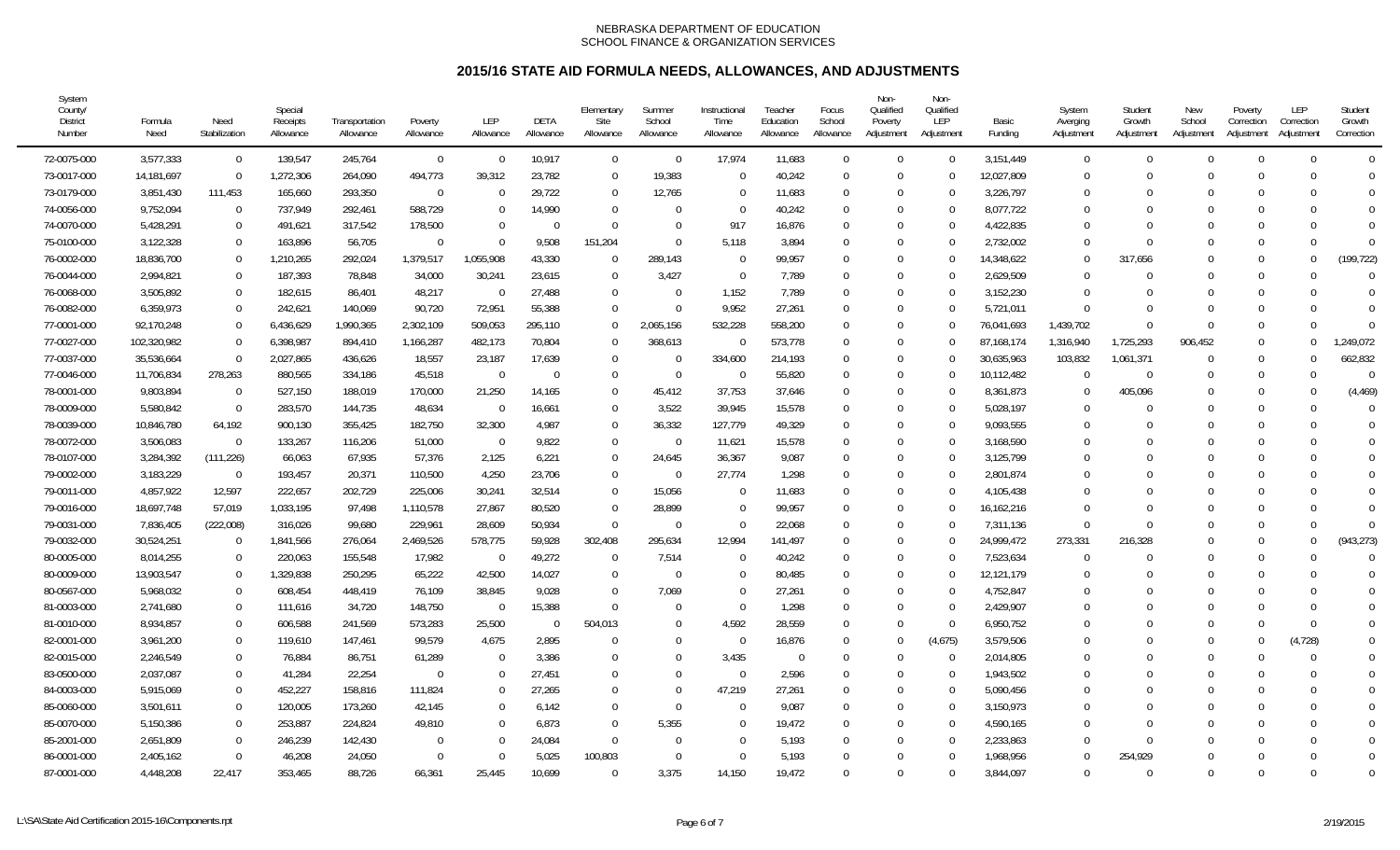NEBRASKA DEPARTMENT OF EDUCATION
SCHOOL FINANCE & ORGANIZATION SERVICES

# 2015/16 STATE AID FORMULA NEEDS, ALLOWANCES, AND ADJUSTMENTS

| System County/ District Number | Formula Need | Need Stabilization | Special Receipts Allowance | Transportation Allowance | Poverty Allowance | LEP Allowance | DETA Allowance | Elementary Site Allowance | Summer School Allowance | Instructional Time Allowance | Teacher Education Allowance | Focus School Allowance | Non-Qualified Poverty Adjustment | Non-Qualified LEP Adjustment | Basic Funding | System Averging Adjustment | Student Growth Adjustment | New School Adjustment | Poverty Correction Adjustment | LEP Correction Adjustment | Student Growth Correction |
|---|---|---|---|---|---|---|---|---|---|---|---|---|---|---|---|---|---|---|---|---|---|
| 72-0075-000 | 3,577,333 | 0 | 139,547 | 245,764 | 0 | 0 | 10,917 | 0 | 0 | 17,974 | 11,683 | 0 | 0 | 0 | 3,151,449 | 0 | 0 | 0 | 0 | 0 | 0 |
| 73-0017-000 | 14,181,697 | 0 | 1,272,306 | 264,090 | 494,773 | 39,312 | 23,782 | 0 | 19,383 | 0 | 40,242 | 0 | 0 | 0 | 12,027,809 | 0 | 0 | 0 | 0 | 0 | 0 |
| 73-0179-000 | 3,851,430 | 111,453 | 165,660 | 293,350 | 0 | 0 | 29,722 | 0 | 12,765 | 0 | 11,683 | 0 | 0 | 0 | 3,226,797 | 0 | 0 | 0 | 0 | 0 | 0 |
| 74-0056-000 | 9,752,094 | 0 | 737,949 | 292,461 | 588,729 | 0 | 14,990 | 0 | 0 | 0 | 40,242 | 0 | 0 | 0 | 8,077,722 | 0 | 0 | 0 | 0 | 0 | 0 |
| 74-0070-000 | 5,428,291 | 0 | 491,621 | 317,542 | 178,500 | 0 | 0 | 0 | 0 | 917 | 16,876 | 0 | 0 | 0 | 4,422,835 | 0 | 0 | 0 | 0 | 0 | 0 |
| 75-0100-000 | 3,122,328 | 0 | 163,896 | 56,705 | 0 | 0 | 9,508 | 151,204 | 0 | 5,118 | 3,894 | 0 | 0 | 0 | 2,732,002 | 0 | 0 | 0 | 0 | 0 | 0 |
| 76-0002-000 | 18,836,700 | 0 | 1,210,265 | 292,024 | 1,379,517 | 1,055,908 | 43,330 | 0 | 289,143 | 0 | 99,957 | 0 | 0 | 0 | 14,348,622 | 0 | 317,656 | 0 | 0 | 0 | (199,722) |
| 76-0044-000 | 2,994,821 | 0 | 187,393 | 78,848 | 34,000 | 30,241 | 23,615 | 0 | 3,427 | 0 | 7,789 | 0 | 0 | 0 | 2,629,509 | 0 | 0 | 0 | 0 | 0 | 0 |
| 76-0068-000 | 3,505,892 | 0 | 182,615 | 86,401 | 48,217 | 0 | 27,488 | 0 | 0 | 1,152 | 7,789 | 0 | 0 | 0 | 3,152,230 | 0 | 0 | 0 | 0 | 0 | 0 |
| 76-0082-000 | 6,359,973 | 0 | 242,621 | 140,069 | 90,720 | 72,951 | 55,388 | 0 | 0 | 9,952 | 27,261 | 0 | 0 | 0 | 5,721,011 | 0 | 0 | 0 | 0 | 0 | 0 |
| 77-0001-000 | 92,170,248 | 0 | 6,436,629 | 1,990,365 | 2,302,109 | 509,053 | 295,110 | 0 | 2,065,156 | 532,228 | 558,200 | 0 | 0 | 0 | 76,041,693 | 1,439,702 | 0 | 0 | 0 | 0 | 0 |
| 77-0027-000 | 102,320,982 | 0 | 6,398,987 | 894,410 | 1,166,287 | 482,173 | 70,804 | 0 | 368,613 | 0 | 573,778 | 0 | 0 | 0 | 87,168,174 | 1,316,940 | 1,725,293 | 906,452 | 0 | 0 | 1,249,072 |
| 77-0037-000 | 35,536,664 | 0 | 2,027,865 | 436,626 | 18,557 | 23,187 | 17,639 | 0 | 0 | 334,600 | 214,193 | 0 | 0 | 0 | 30,635,963 | 103,832 | 1,061,371 | 0 | 0 | 0 | 662,832 |
| 77-0046-000 | 11,706,834 | 278,263 | 880,565 | 334,186 | 45,518 | 0 | 0 | 0 | 0 | 0 | 55,820 | 0 | 0 | 0 | 10,112,482 | 0 | 0 | 0 | 0 | 0 | 0 |
| 78-0001-000 | 9,803,894 | 0 | 527,150 | 188,019 | 170,000 | 21,250 | 14,165 | 0 | 45,412 | 37,753 | 37,646 | 0 | 0 | 0 | 8,361,873 | 0 | 405,096 | 0 | 0 | 0 | (4,469) |
| 78-0009-000 | 5,580,842 | 0 | 283,570 | 144,735 | 48,634 | 0 | 16,661 | 0 | 3,522 | 39,945 | 15,578 | 0 | 0 | 0 | 5,028,197 | 0 | 0 | 0 | 0 | 0 | 0 |
| 78-0039-000 | 10,846,780 | 64,192 | 900,130 | 355,425 | 182,750 | 32,300 | 4,987 | 0 | 36,332 | 127,779 | 49,329 | 0 | 0 | 0 | 9,093,555 | 0 | 0 | 0 | 0 | 0 | 0 |
| 78-0072-000 | 3,506,083 | 0 | 133,267 | 116,206 | 51,000 | 0 | 9,822 | 0 | 0 | 11,621 | 15,578 | 0 | 0 | 0 | 3,168,590 | 0 | 0 | 0 | 0 | 0 | 0 |
| 78-0107-000 | 3,284,392 | (111,226) | 66,063 | 67,935 | 57,376 | 2,125 | 6,221 | 0 | 24,645 | 36,367 | 9,087 | 0 | 0 | 0 | 3,125,799 | 0 | 0 | 0 | 0 | 0 | 0 |
| 79-0002-000 | 3,183,229 | 0 | 193,457 | 20,371 | 110,500 | 4,250 | 23,706 | 0 | 0 | 27,774 | 1,298 | 0 | 0 | 0 | 2,801,874 | 0 | 0 | 0 | 0 | 0 | 0 |
| 79-0011-000 | 4,857,922 | 12,597 | 222,657 | 202,729 | 225,006 | 30,241 | 32,514 | 0 | 15,056 | 0 | 11,683 | 0 | 0 | 0 | 4,105,438 | 0 | 0 | 0 | 0 | 0 | 0 |
| 79-0016-000 | 18,697,748 | 57,019 | 1,033,195 | 97,498 | 1,110,578 | 27,867 | 80,520 | 0 | 28,899 | 0 | 99,957 | 0 | 0 | 0 | 16,162,216 | 0 | 0 | 0 | 0 | 0 | 0 |
| 79-0031-000 | 7,836,405 | (222,008) | 316,026 | 99,680 | 229,961 | 28,609 | 50,934 | 0 | 0 | 0 | 22,068 | 0 | 0 | 0 | 7,311,136 | 0 | 0 | 0 | 0 | 0 | 0 |
| 79-0032-000 | 30,524,251 | 0 | 1,841,566 | 276,064 | 2,469,526 | 578,775 | 59,928 | 302,408 | 295,634 | 12,994 | 141,497 | 0 | 0 | 0 | 24,999,472 | 273,331 | 216,328 | 0 | 0 | 0 | (943,273) |
| 80-0005-000 | 8,014,255 | 0 | 220,063 | 155,548 | 17,982 | 0 | 49,272 | 0 | 7,514 | 0 | 40,242 | 0 | 0 | 0 | 7,523,634 | 0 | 0 | 0 | 0 | 0 | 0 |
| 80-0009-000 | 13,903,547 | 0 | 1,329,838 | 250,295 | 65,222 | 42,500 | 14,027 | 0 | 0 | 0 | 80,485 | 0 | 0 | 0 | 12,121,179 | 0 | 0 | 0 | 0 | 0 | 0 |
| 80-0567-000 | 5,968,032 | 0 | 608,454 | 448,419 | 76,109 | 38,845 | 9,028 | 0 | 7,069 | 0 | 27,261 | 0 | 0 | 0 | 4,752,847 | 0 | 0 | 0 | 0 | 0 | 0 |
| 81-0003-000 | 2,741,680 | 0 | 111,616 | 34,720 | 148,750 | 0 | 15,388 | 0 | 0 | 0 | 1,298 | 0 | 0 | 0 | 2,429,907 | 0 | 0 | 0 | 0 | 0 | 0 |
| 81-0010-000 | 8,934,857 | 0 | 606,588 | 241,569 | 573,283 | 25,500 | 0 | 504,013 | 0 | 4,592 | 28,559 | 0 | 0 | 0 | 6,950,752 | 0 | 0 | 0 | 0 | 0 | 0 |
| 82-0001-000 | 3,961,200 | 0 | 119,610 | 147,461 | 99,579 | 4,675 | 2,895 | 0 | 0 | 0 | 16,876 | 0 | 0 | (4,675) | 3,579,506 | 0 | 0 | 0 | 0 | (4,728) | 0 |
| 82-0015-000 | 2,246,549 | 0 | 76,884 | 86,751 | 61,289 | 0 | 3,386 | 0 | 0 | 3,435 | 0 | 0 | 0 | 0 | 2,014,805 | 0 | 0 | 0 | 0 | 0 | 0 |
| 83-0500-000 | 2,037,087 | 0 | 41,284 | 22,254 | 0 | 0 | 27,451 | 0 | 0 | 0 | 2,596 | 0 | 0 | 0 | 1,943,502 | 0 | 0 | 0 | 0 | 0 | 0 |
| 84-0003-000 | 5,915,069 | 0 | 452,227 | 158,816 | 111,824 | 0 | 27,265 | 0 | 0 | 47,219 | 27,261 | 0 | 0 | 0 | 5,090,456 | 0 | 0 | 0 | 0 | 0 | 0 |
| 85-0060-000 | 3,501,611 | 0 | 120,005 | 173,260 | 42,145 | 0 | 6,142 | 0 | 0 | 0 | 9,087 | 0 | 0 | 0 | 3,150,973 | 0 | 0 | 0 | 0 | 0 | 0 |
| 85-0070-000 | 5,150,386 | 0 | 253,887 | 224,824 | 49,810 | 0 | 6,873 | 0 | 5,355 | 0 | 19,472 | 0 | 0 | 0 | 4,590,165 | 0 | 0 | 0 | 0 | 0 | 0 |
| 85-2001-000 | 2,651,809 | 0 | 246,239 | 142,430 | 0 | 0 | 24,084 | 0 | 0 | 0 | 5,193 | 0 | 0 | 0 | 2,233,863 | 0 | 0 | 0 | 0 | 0 | 0 |
| 86-0001-000 | 2,405,162 | 0 | 46,208 | 24,050 | 0 | 0 | 5,025 | 100,803 | 0 | 0 | 5,193 | 0 | 0 | 0 | 1,968,956 | 0 | 254,929 | 0 | 0 | 0 | 0 |
| 87-0001-000 | 4,448,208 | 22,417 | 353,465 | 88,726 | 66,361 | 25,445 | 10,699 | 0 | 3,375 | 14,150 | 19,472 | 0 | 0 | 0 | 3,844,097 | 0 | 0 | 0 | 0 | 0 | 0 |

L:\SA\State Aid Certification 2015-16\Components.rpt 2/19/2015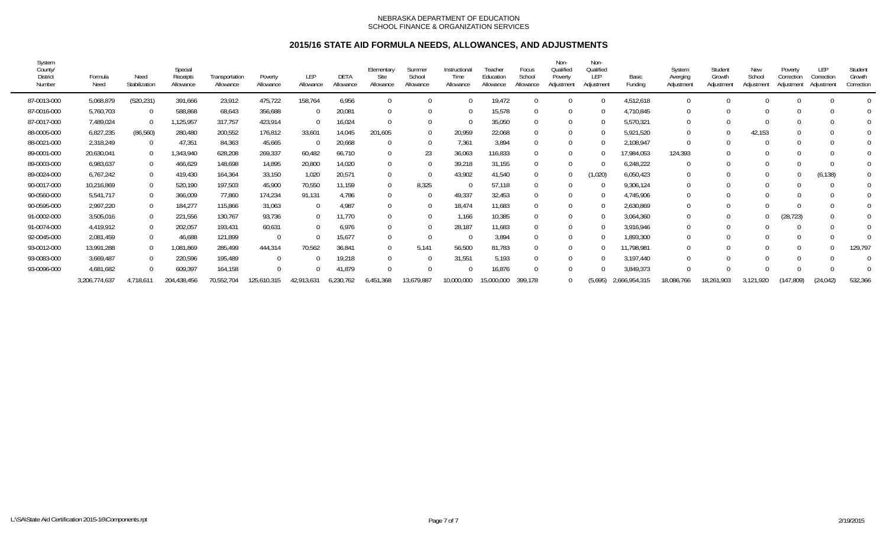NEBRASKA DEPARTMENT OF EDUCATION
SCHOOL FINANCE & ORGANIZATION SERVICES

# 2015/16 STATE AID FORMULA NEEDS, ALLOWANCES, AND ADJUSTMENTS

| System County/ District Number | Formula Need | Need Stabilization | Special Receipts Allowance | Transportation Allowance | Poverty Allowance | LEP Allowance | DETA Allowance | Elementary Site Allowance | Summer School Allowance | Instructional Time Allowance | Teacher Education Allowance | Focus School Allowance | Non-Qualified Poverty Adjustment | Non-Qualified LEP Adjustment | Basic Funding | System Averging Adjustment | Student Growth Adjustment | New School Adjustment | Poverty Correction Adjustment | LEP Correction Adjustment | Student Growth Correction |
|---|---|---|---|---|---|---|---|---|---|---|---|---|---|---|---|---|---|---|---|---|---|
| 87-0013-000 | 5,068,879 | (520,231) | 391,666 | 23,912 | 475,722 | 158,764 | 6,956 | 0 | 0 | 0 | 19,472 | 0 | 0 | 0 | 4,512,618 | 0 | 0 | 0 | 0 | 0 | 0 |
| 87-0016-000 | 5,760,703 | 0 | 588,868 | 68,643 | 356,688 | 0 | 20,081 | 0 | 0 | 0 | 15,578 | 0 | 0 | 0 | 4,710,845 | 0 | 0 | 0 | 0 | 0 | 0 |
| 87-0017-000 | 7,489,024 | 0 | 1,125,957 | 317,757 | 423,914 | 0 | 16,024 | 0 | 0 | 0 | 35,050 | 0 | 0 | 0 | 5,570,321 | 0 | 0 | 0 | 0 | 0 | 0 |
| 88-0005-000 | 6,827,235 | (86,560) | 280,480 | 200,552 | 176,812 | 33,601 | 14,045 | 201,605 | 0 | 20,959 | 22,068 | 0 | 0 | 0 | 5,921,520 | 0 | 0 | 42,153 | 0 | 0 | 0 |
| 88-0021-000 | 2,318,249 | 0 | 47,351 | 84,363 | 45,665 | 0 | 20,668 | 0 | 0 | 7,361 | 3,894 | 0 | 0 | 0 | 2,108,947 | 0 | 0 | 0 | 0 | 0 | 0 |
| 89-0001-000 | 20,630,041 | 0 | 1,343,940 | 628,208 | 269,337 | 60,482 | 66,710 | 0 | 23 | 36,063 | 116,833 | 0 | 0 | 0 | 17,984,053 | 124,393 | 0 | 0 | 0 | 0 | 0 |
| 89-0003-000 | 6,983,637 | 0 | 466,629 | 148,698 | 14,895 | 20,800 | 14,020 | 0 | 0 | 39,218 | 31,155 | 0 | 0 | 0 | 6,248,222 | 0 | 0 | 0 | 0 | 0 | 0 |
| 89-0024-000 | 6,767,242 | 0 | 419,430 | 164,364 | 33,150 | 1,020 | 20,571 | 0 | 0 | 43,902 | 41,540 | 0 | 0 | (1,020) | 6,050,423 | 0 | 0 | 0 | 0 | (6,138) | 0 |
| 90-0017-000 | 10,216,869 | 0 | 520,190 | 197,503 | 45,900 | 70,550 | 11,159 | 0 | 8,325 | 0 | 57,118 | 0 | 0 | 0 | 9,306,124 | 0 | 0 | 0 | 0 | 0 | 0 |
| 90-0560-000 | 5,541,717 | 0 | 366,009 | 77,860 | 174,234 | 91,131 | 4,786 | 0 | 0 | 49,337 | 32,453 | 0 | 0 | 0 | 4,745,906 | 0 | 0 | 0 | 0 | 0 | 0 |
| 90-0595-000 | 2,997,220 | 0 | 184,277 | 115,866 | 31,063 | 0 | 4,987 | 0 | 0 | 18,474 | 11,683 | 0 | 0 | 0 | 2,630,869 | 0 | 0 | 0 | 0 | 0 | 0 |
| 91-0002-000 | 3,505,016 | 0 | 221,556 | 130,767 | 93,736 | 0 | 11,770 | 0 | 0 | 1,166 | 10,385 | 0 | 0 | 0 | 3,064,360 | 0 | 0 | 0 | (28,723) | 0 | 0 |
| 91-0074-000 | 4,419,912 | 0 | 202,057 | 193,431 | 60,631 | 0 | 6,976 | 0 | 0 | 28,187 | 11,683 | 0 | 0 | 0 | 3,916,946 | 0 | 0 | 0 | 0 | 0 | 0 |
| 92-0045-000 | 2,081,459 | 0 | 46,688 | 121,899 | 0 | 0 | 15,677 | 0 | 0 | 0 | 3,894 | 0 | 0 | 0 | 1,893,300 | 0 | 0 | 0 | 0 | 0 | 0 |
| 93-0012-000 | 13,991,288 | 0 | 1,081,869 | 285,499 | 444,314 | 70,562 | 36,841 | 0 | 5,141 | 56,500 | 81,783 | 0 | 0 | 0 | 11,798,981 | 0 | 0 | 0 | 0 | 0 | 129,797 |
| 93-0083-000 | 3,669,487 | 0 | 220,596 | 195,489 | 0 | 0 | 19,218 | 0 | 0 | 31,551 | 5,193 | 0 | 0 | 0 | 3,197,440 | 0 | 0 | 0 | 0 | 0 | 0 |
| 93-0096-000 | 4,681,682 | 0 | 609,397 | 164,158 | 0 | 0 | 41,879 | 0 | 0 | 0 | 16,876 | 0 | 0 | 0 | 3,849,373 | 0 | 0 | 0 | 0 | 0 | 0 |
| | 3,206,774,637 | 4,718,611 | 204,438,456 | 70,552,704 | 125,610,315 | 42,913,631 | 6,230,762 | 6,451,368 | 13,679,887 | 10,000,000 | 15,000,000 | 399,178 | 0 | (5,695) | 2,666,954,315 | 18,086,766 | 18,261,903 | 3,121,920 | (147,809) | (24,042) | 532,366 |

L:\SA\State Aid Certification 2015-16\Components.rpt    2/19/2015